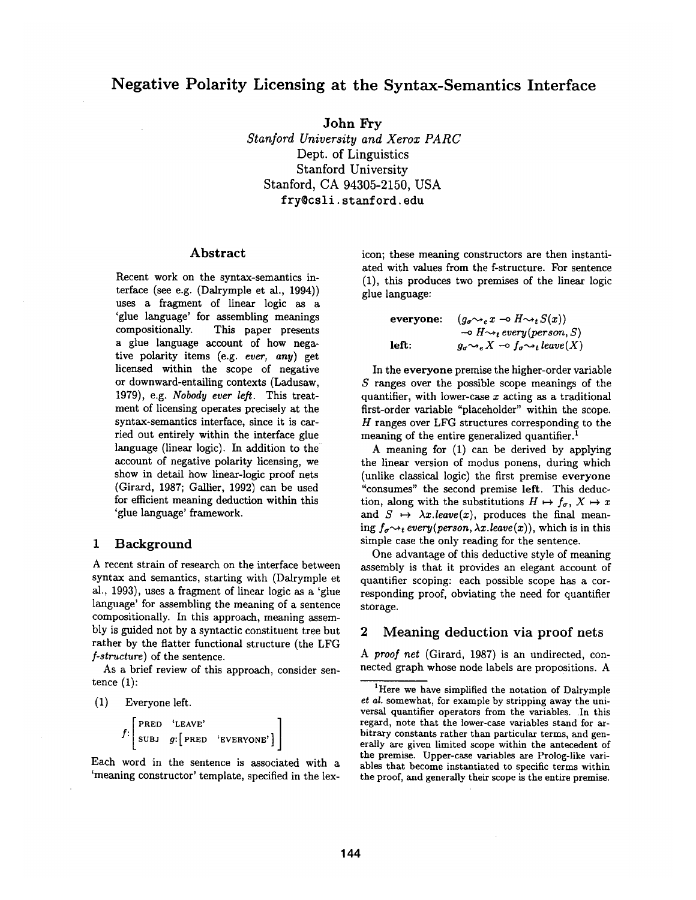# Negative Polarity Licensing at the Syntax-Semantics Interface

**John Fry**
*Stanford University and Xerox PARC*
Dept. of Linguistics
Stanford University
Stanford, CA 94305-2150, USA
fry@csli.stanford.edu

## Abstract

Recent work on the syntax-semantics interface (see e.g. (Dalrymple et al., 1994)) uses a fragment of linear logic as a 'glue language' for assembling meanings compositionally. This paper presents a glue language account of how negative polarity items (e.g. *ever, any*) get licensed within the scope of negative or downward-entailing contexts (Ladusaw, 1979), e.g. *Nobody ever left*. This treatment of licensing operates precisely at the syntax-semantics interface, since it is carried out entirely within the interface glue language (linear logic). In addition to the account of negative polarity licensing, we show in detail how linear-logic proof nets (Girard, 1987; Gallier, 1992) can be used for efficient meaning deduction within this 'glue language' framework.

## 1 Background

A recent strain of research on the interface between syntax and semantics, starting with (Dalrymple et al., 1993), uses a fragment of linear logic as a 'glue language' for assembling the meaning of a sentence compositionally. In this approach, meaning assembly is guided not by a syntactic constituent tree but rather by the flatter functional structure (the LFG *f-structure*) of the sentence.

As a brief review of this approach, consider sentence (1):

(1) Everyone left.

$$f: \begin{bmatrix} \text{PRED} & \text{'LEAVE'} \\ \text{SUBJ} & g: \begin{bmatrix} \text{PRED} & \text{'EVERYONE'} \end{bmatrix} \end{bmatrix}$$

Each word in the sentence is associated with a 'meaning constructor' template, specified in the lexicon; these meaning constructors are then instantiated with values from the f-structure. For sentence (1), this produces two premises of the linear logic glue language:

$$\begin{array}{ll} \textbf{everyone:} & (g_\sigma \rightsquigarrow_e x \multimap H \rightsquigarrow_t S(x)) \\ & \multimap H \rightsquigarrow_t \mathit{every}(\mathit{person}, S) \\ \textbf{left:} & g_\sigma \rightsquigarrow_e X \multimap f_\sigma \rightsquigarrow_t \mathit{leave}(X) \end{array}$$

In the **everyone** premise the higher-order variable $S$ ranges over the possible scope meanings of the quantifier, with lower-case $x$ acting as a traditional first-order variable "placeholder" within the scope. $H$ ranges over LFG structures corresponding to the meaning of the entire generalized quantifier.[1]

A meaning for (1) can be derived by applying the linear version of modus ponens, during which (unlike classical logic) the first premise **everyone** "consumes" the second premise **left**. This deduction, along with the substitutions $H \mapsto f_\sigma$, $X \mapsto x$ and $S \mapsto \lambda x.\mathit{leave}(x)$, produces the final meaning $f_\sigma \rightsquigarrow_t \mathit{every}(\mathit{person}, \lambda x.\mathit{leave}(x))$, which is in this simple case the only reading for the sentence.

One advantage of this deductive style of meaning assembly is that it provides an elegant account of quantifier scoping: each possible scope has a corresponding proof, obviating the need for quantifier storage.

## 2 Meaning deduction via proof nets

A *proof net* (Girard, 1987) is an undirected, connected graph whose node labels are propositions. A

[1] Here we have simplified the notation of Dalrymple *et al.* somewhat, for example by stripping away the universal quantifier operators from the variables. In this regard, note that the lower-case variables stand for arbitrary constants rather than particular terms, and generally are given limited scope within the antecedent of the premise. Upper-case variables are Prolog-like variables that become instantiated to specific terms within the proof, and generally their scope is the entire premise.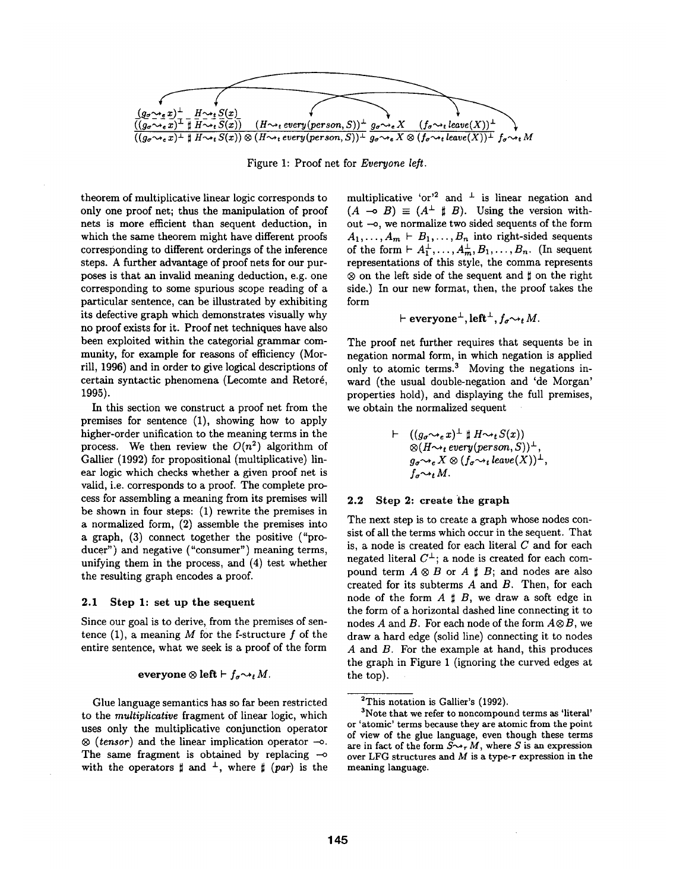$$\frac{\dfrac{(g_\sigma \rightsquigarrow_e x)^\perp \quad H \rightsquigarrow_t S(x)}{((g_\sigma \rightsquigarrow_e x)^\perp \parallel H \rightsquigarrow_t S(x)) \qquad (H \rightsquigarrow_t every(person, S))^\perp} \qquad \dfrac{g_\sigma \rightsquigarrow_e X \qquad (f_\sigma \rightsquigarrow_t leave(X))^\perp}{}}{((g_\sigma \rightsquigarrow_e x)^\perp \parallel H \rightsquigarrow_t S(x)) \otimes (H \rightsquigarrow_t every(person, S))^\perp \quad g_\sigma \rightsquigarrow_e X \otimes (f_\sigma \rightsquigarrow_t leave(X))^\perp \quad f_\sigma \rightsquigarrow_t M}$$

Figure 1: Proof net for *Everyone left.*

theorem of multiplicative linear logic corresponds to only one proof net; thus the manipulation of proof nets is more efficient than sequent deduction, in which the same theorem might have different proofs corresponding to different orderings of the inference steps. A further advantage of proof nets for our purposes is that an invalid meaning deduction, e.g. one corresponding to some spurious scope reading of a particular sentence, can be illustrated by exhibiting its defective graph which demonstrates visually why no proof exists for it. Proof net techniques have also been exploited within the categorial grammar community, for example for reasons of efficiency (Morrill, 1996) and in order to give logical descriptions of certain syntactic phenomena (Lecomte and Retoré, 1995).

In this section we construct a proof net from the premises for sentence (1), showing how to apply higher-order unification to the meaning terms in the process. We then review the $O(n^2)$ algorithm of Gallier (1992) for propositional (multiplicative) linear logic which checks whether a given proof net is valid, i.e. corresponds to a proof. The complete process for assembling a meaning from its premises will be shown in four steps: (1) rewrite the premises in a normalized form, (2) assemble the premises into a graph, (3) connect together the positive ("producer") and negative ("consumer") meaning terms, unifying them in the process, and (4) test whether the resulting graph encodes a proof.

### 2.1 Step 1: set up the sequent

Since our goal is to derive, from the premises of sentence (1), a meaning $M$ for the f-structure $f$ of the entire sentence, what we seek is a proof of the form

$$\textbf{everyone} \otimes \textbf{left} \vdash f_\sigma \rightsquigarrow_t M.$$

Glue language semantics has so far been restricted to the *multiplicative* fragment of linear logic, which uses only the multiplicative conjunction operator $\otimes$ (*tensor*) and the linear implication operator $\multimap$. The same fragment is obtained by replacing $\multimap$ with the operators $\parallel$ and $^\perp$, where $\parallel$ (*par*) is the multiplicative 'or'[2] and $^\perp$ is linear negation and $(A \multimap B) \equiv (A^\perp \parallel B)$. Using the version without $\multimap$, we normalize two sided sequents of the form $A_1, \ldots, A_m \vdash B_1, \ldots, B_n$ into right-sided sequents of the form $\vdash A_1^\perp, \ldots, A_m^\perp, B_1, \ldots, B_n$. (In sequent representations of this style, the comma represents $\otimes$ on the left side of the sequent and $\parallel$ on the right side.) In our new format, then, the proof takes the form

$$\vdash \textbf{everyone}^\perp, \textbf{left}^\perp, f_\sigma \rightsquigarrow_t M.$$

The proof net further requires that sequents be in negation normal form, in which negation is applied only to atomic terms.[3] Moving the negations inward (the usual double-negation and 'de Morgan' properties hold), and displaying the full premises, we obtain the normalized sequent

$$\begin{aligned} \vdash \quad & ((g_\sigma \rightsquigarrow_e x)^\perp \parallel H \rightsquigarrow_t S(x)) \\ & \otimes (H \rightsquigarrow_t every(person, S))^\perp, \\ & g_\sigma \rightsquigarrow_e X \otimes (f_\sigma \rightsquigarrow_t leave(X))^\perp, \\ & f_\sigma \rightsquigarrow_t M. \end{aligned}$$

### 2.2 Step 2: create the graph

The next step is to create a graph whose nodes consist of all the terms which occur in the sequent. That is, a node is created for each literal $C$ and for each negated literal $C^\perp$; a node is created for each compound term $A \otimes B$ or $A \parallel B$; and nodes are also created for its subterms $A$ and $B$. Then, for each node of the form $A \parallel B$, we draw a soft edge in the form of a horizontal dashed line connecting it to nodes $A$ and $B$. For each node of the form $A \otimes B$, we draw a hard edge (solid line) connecting it to nodes $A$ and $B$. For the example at hand, this produces the graph in Figure 1 (ignoring the curved edges at the top).

---

[2] This notation is Gallier's (1992).

[3] Note that we refer to noncompound terms as 'literal' or 'atomic' terms because they are atomic from the point of view of the glue language, even though these terms are in fact of the form $S \rightsquigarrow_\tau M$, where $S$ is an expression over LFG structures and $M$ is a type-$\tau$ expression in the meaning language.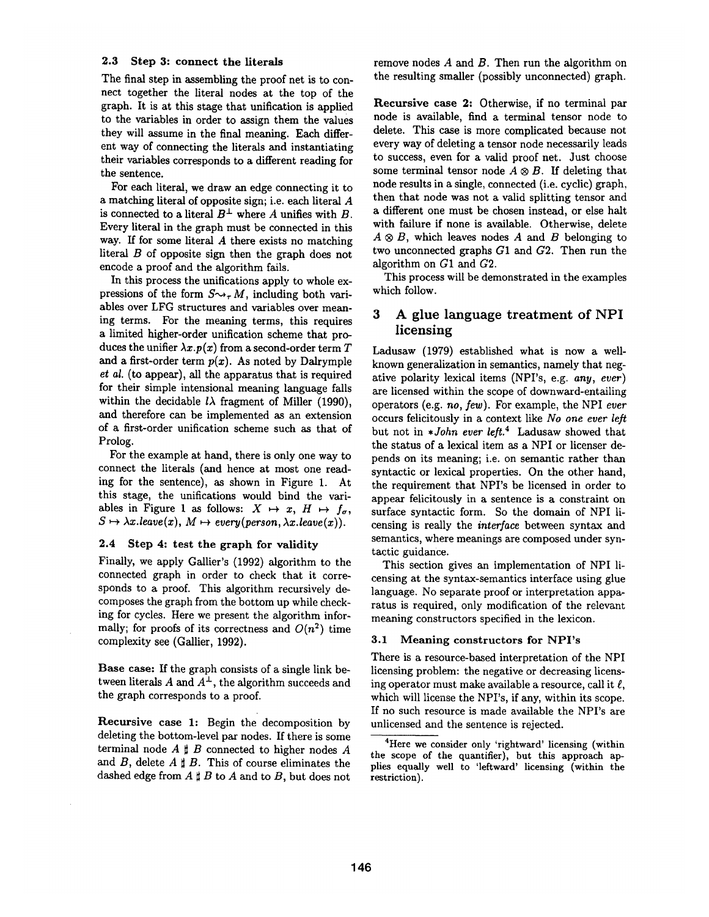### 2.3 Step 3: connect the literals

The final step in assembling the proof net is to connect together the literal nodes at the top of the graph. It is at this stage that unification is applied to the variables in order to assign them the values they will assume in the final meaning. Each different way of connecting the literals and instantiating their variables corresponds to a different reading for the sentence.

For each literal, we draw an edge connecting it to a matching literal of opposite sign; i.e. each literal $A$ is connected to a literal $B^{\perp}$ where $A$ unifies with $B$. Every literal in the graph must be connected in this way. If for some literal $A$ there exists no matching literal $B$ of opposite sign then the graph does not encode a proof and the algorithm fails.

In this process the unifications apply to whole expressions of the form $S \rightsquigarrow_{\tau} M$, including both variables over LFG structures and variables over meaning terms. For the meaning terms, this requires a limited higher-order unification scheme that produces the unifier $\lambda x.p(x)$ from a second-order term $T$ and a first-order term $p(x)$. As noted by Dalrymple *et al.* (to appear), all the apparatus that is required for their simple intensional meaning language falls within the decidable $l\lambda$ fragment of Miller (1990), and therefore can be implemented as an extension of a first-order unification scheme such as that of Prolog.

For the example at hand, there is only one way to connect the literals (and hence at most one reading for the sentence), as shown in Figure 1. At this stage, the unifications would bind the variables in Figure 1 as follows: $X \mapsto x$, $H \mapsto f_{\sigma}$, $S \mapsto \lambda x.leave(x)$, $M \mapsto every(person, \lambda x.leave(x))$.

### 2.4 Step 4: test the graph for validity

Finally, we apply Gallier's (1992) algorithm to the connected graph in order to check that it corresponds to a proof. This algorithm recursively decomposes the graph from the bottom up while checking for cycles. Here we present the algorithm informally; for proofs of its correctness and $O(n^2)$ time complexity see (Gallier, 1992).

**Base case:** If the graph consists of a single link between literals $A$ and $A^{\perp}$, the algorithm succeeds and the graph corresponds to a proof.

**Recursive case 1:** Begin the decomposition by deleting the bottom-level par nodes. If there is some terminal node $A \between B$ connected to higher nodes $A$ and $B$, delete $A \between B$. This of course eliminates the dashed edge from $A \between B$ to $A$ and to $B$, but does not remove nodes $A$ and $B$. Then run the algorithm on the resulting smaller (possibly unconnected) graph.

**Recursive case 2:** Otherwise, if no terminal par node is available, find a terminal tensor node to delete. This case is more complicated because not every way of deleting a tensor node necessarily leads to success, even for a valid proof net. Just choose some terminal tensor node $A \otimes B$. If deleting that node results in a single, connected (i.e. cyclic) graph, then that node was not a valid splitting tensor and a different one must be chosen instead, or else halt with failure if none is available. Otherwise, delete $A \otimes B$, which leaves nodes $A$ and $B$ belonging to two unconnected graphs $G1$ and $G2$. Then run the algorithm on $G1$ and $G2$.

This process will be demonstrated in the examples which follow.

## 3 A glue language treatment of NPI licensing

Ladusaw (1979) established what is now a well-known generalization in semantics, namely that negative polarity lexical items (NPI's, e.g. *any*, *ever*) are licensed within the scope of downward-entailing operators (e.g. *no*, *few*). For example, the NPI *ever* occurs felicitously in a context like *No one ever left* but not in \**John ever left*.[4] Ladusaw showed that the status of a lexical item as a NPI or licenser depends on its meaning; i.e. on semantic rather than syntactic or lexical properties. On the other hand, the requirement that NPI's be licensed in order to appear felicitously in a sentence is a constraint on surface syntactic form. So the domain of NPI licensing is really the *interface* between syntax and semantics, where meanings are composed under syntactic guidance.

This section gives an implementation of NPI licensing at the syntax-semantics interface using glue language. No separate proof or interpretation apparatus is required, only modification of the relevant meaning constructors specified in the lexicon.

### 3.1 Meaning constructors for NPI's

There is a resource-based interpretation of the NPI licensing problem: the negative or decreasing licensing operator must make available a resource, call it $\ell$, which will license the NPI's, if any, within its scope. If no such resource is made available the NPI's are unlicensed and the sentence is rejected.

[4] Here we consider only 'rightward' licensing (within the scope of the quantifier), but this approach applies equally well to 'leftward' licensing (within the restriction).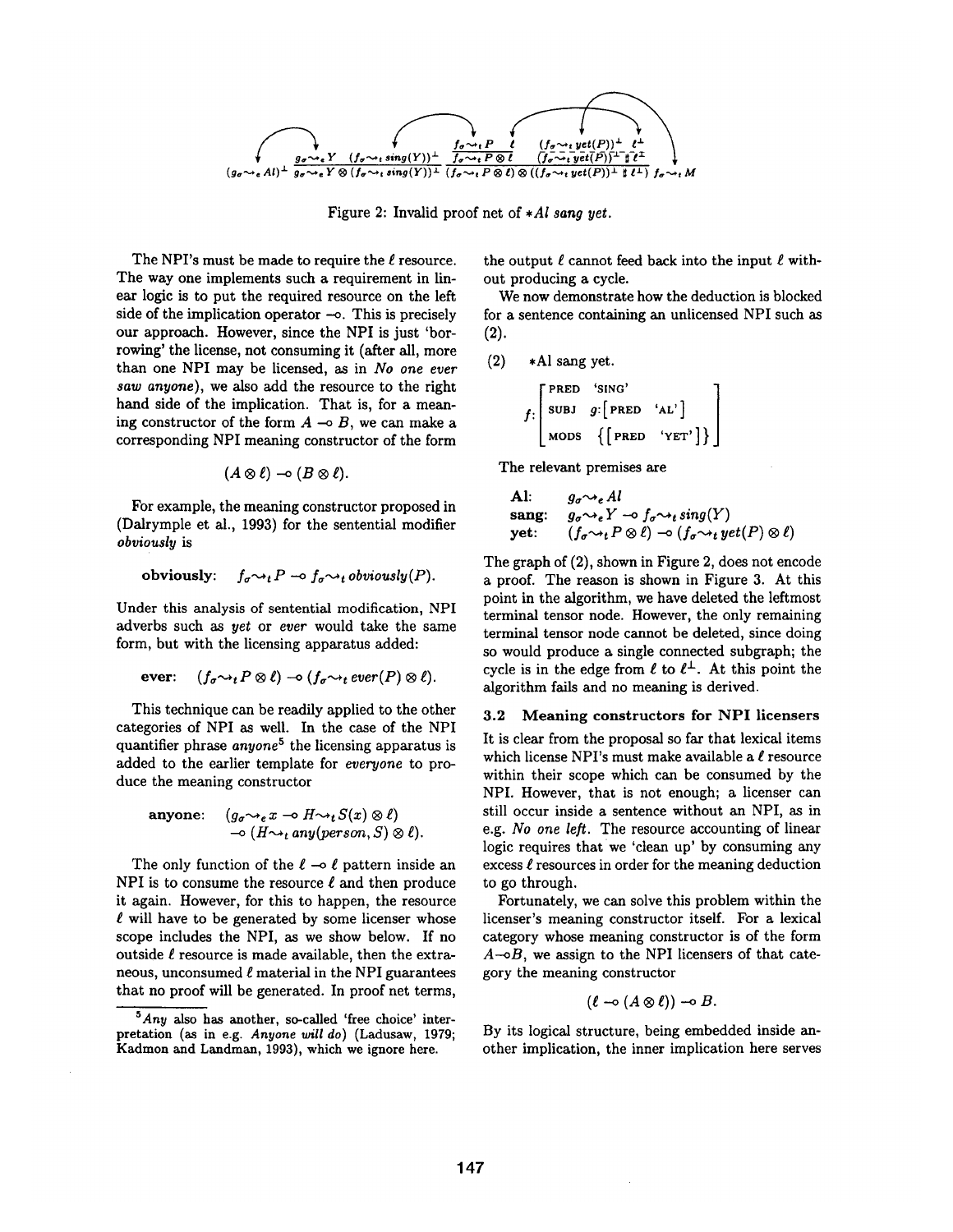$$(g_\sigma \rightsquigarrow_e Al)^\perp \quad g_\sigma \rightsquigarrow_e Y \otimes (f_\sigma \rightsquigarrow_t sing(Y))^\perp \quad (f_\sigma \rightsquigarrow_t P \otimes \ell) \otimes ((f_\sigma \rightsquigarrow_t yet(P))^\perp \parr \ell^\perp) \quad f_\sigma \rightsquigarrow_t M$$

Figure 2: Invalid proof net of **Al sang yet*.

The NPI's must be made to require the $\ell$ resource. The way one implements such a requirement in linear logic is to put the required resource on the left side of the implication operator $\multimap$. This is precisely our approach. However, since the NPI is just 'borrowing' the license, not consuming it (after all, more than one NPI may be licensed, as in *No one ever saw anyone*), we also add the resource to the right hand side of the implication. That is, for a meaning constructor of the form $A \multimap B$, we can make a corresponding NPI meaning constructor of the form

$$(A \otimes \ell) \multimap (B \otimes \ell).$$

For example, the meaning constructor proposed in (Dalrymple et al., 1993) for the sentential modifier *obviously* is

$$\textbf{obviously:} \quad f_\sigma \rightsquigarrow_t P \multimap f_\sigma \rightsquigarrow_t obviously(P).$$

Under this analysis of sentential modification, NPI adverbs such as *yet* or *ever* would take the same form, but with the licensing apparatus added:

$$\textbf{ever:} \quad (f_\sigma \rightsquigarrow_t P \otimes \ell) \multimap (f_\sigma \rightsquigarrow_t ever(P) \otimes \ell).$$

This technique can be readily applied to the other categories of NPI as well. In the case of the NPI quantifier phrase *anyone*[5] the licensing apparatus is added to the earlier template for *everyone* to produce the meaning constructor

$$\textbf{anyone:} \quad (g_\sigma \rightsquigarrow_e x \multimap H \rightsquigarrow_t S(x) \otimes \ell) \multimap (H \rightsquigarrow_t any(person, S) \otimes \ell).$$

The only function of the $\ell \multimap \ell$ pattern inside an NPI is to consume the resource $\ell$ and then produce it again. However, for this to happen, the resource $\ell$ will have to be generated by some licenser whose scope includes the NPI, as we show below. If no outside $\ell$ resource is made available, then the extraneous, unconsumed $\ell$ material in the NPI guarantees that no proof will be generated. In proof net terms, the output $\ell$ cannot feed back into the input $\ell$ without producing a cycle.

[5] *Any* also has another, so-called 'free choice' interpretation (as in e.g. *Anyone will do*) (Ladusaw, 1979; Kadmon and Landman, 1993), which we ignore here.

We now demonstrate how the deduction is blocked for a sentence containing an unlicensed NPI such as (2).

(2) *Al sang yet.

$$f: \begin{bmatrix} \text{PRED} & \text{`SING'} \\ \text{SUBJ} & g: [\text{PRED} \quad \text{`AL'}] \\ \text{MODS} & \{[\text{PRED} \quad \text{`YET'}]\} \end{bmatrix}$$

The relevant premises are

| | |
|---|---|
| **Al:** | $g_\sigma \rightsquigarrow_e Al$ |
| **sang:** | $g_\sigma \rightsquigarrow_e Y \multimap f_\sigma \rightsquigarrow_t sing(Y)$ |
| **yet:** | $(f_\sigma \rightsquigarrow_t P \otimes \ell) \multimap (f_\sigma \rightsquigarrow_t yet(P) \otimes \ell)$ |

The graph of (2), shown in Figure 2, does not encode a proof. The reason is shown in Figure 3. At this point in the algorithm, we have deleted the leftmost terminal tensor node. However, the only remaining terminal tensor node cannot be deleted, since doing so would produce a single connected subgraph; the cycle is in the edge from $\ell$ to $\ell^\perp$. At this point the algorithm fails and no meaning is derived.

### 3.2 Meaning constructors for NPI licensers

It is clear from the proposal so far that lexical items which license NPI's must make available a $\ell$ resource within their scope which can be consumed by the NPI. However, that is not enough; a licenser can still occur inside a sentence without an NPI, as in e.g. *No one left*. The resource accounting of linear logic requires that we 'clean up' by consuming any excess $\ell$ resources in order for the meaning deduction to go through.

Fortunately, we can solve this problem within the licenser's meaning constructor itself. For a lexical category whose meaning constructor is of the form $A \multimap B$, we assign to the NPI licensers of that category the meaning constructor

$$(\ell \multimap (A \otimes \ell)) \multimap B.$$

By its logical structure, being embedded inside another implication, the inner implication here serves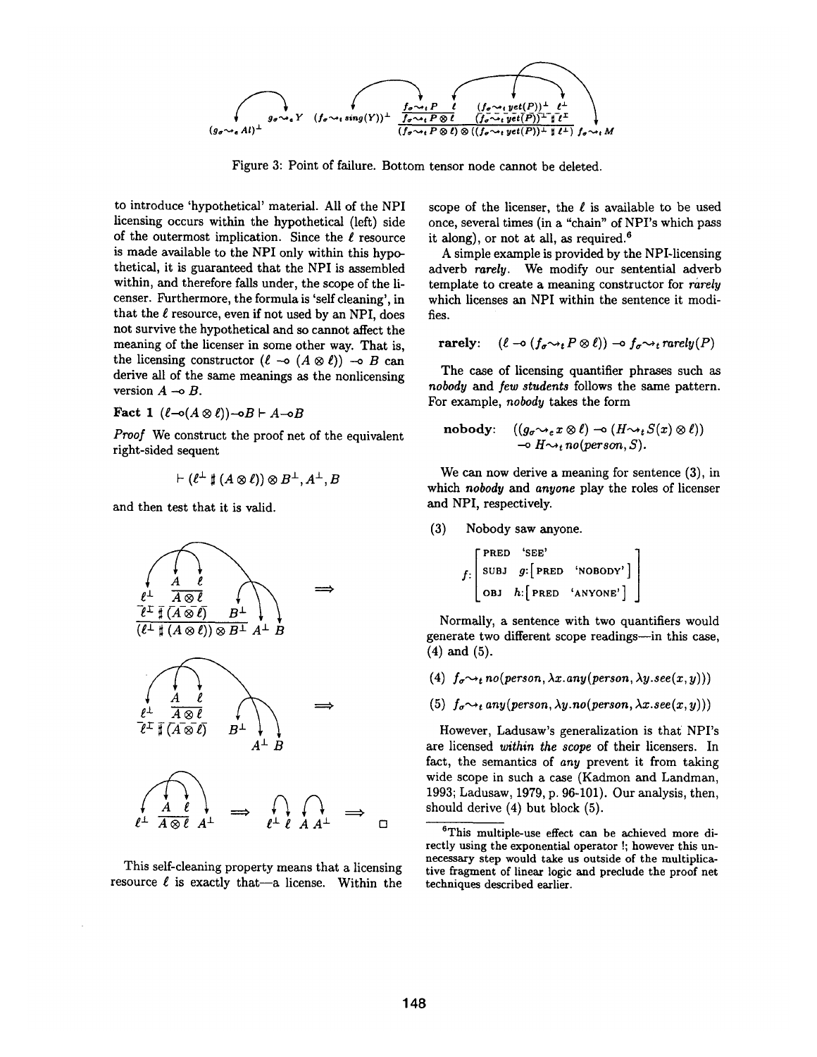$$(g_\sigma \rightsquigarrow_e Al)^\perp \quad g_\sigma \rightsquigarrow_e Y \quad (f_\sigma \rightsquigarrow_t sing(Y))^\perp \quad \frac{f_\sigma \rightsquigarrow_t P \quad \ell}{f_\sigma \rightsquigarrow_t P \otimes \ell} \quad \frac{(f_\sigma \rightsquigarrow_t yet(P))^\perp \quad \ell^\perp}{(f_\sigma \rightsquigarrow_t yet(P))^\perp \parr \ell^\perp} \quad f_\sigma \rightsquigarrow_t M$$

$$(f_\sigma \rightsquigarrow_t P \otimes \ell) \otimes ((f_\sigma \rightsquigarrow_t yet(P))^\perp \parr \ell^\perp)$$

Figure 3: Point of failure. Bottom tensor node cannot be deleted.

to introduce 'hypothetical' material. All of the NPI licensing occurs within the hypothetical (left) side of the outermost implication. Since the $\ell$ resource is made available to the NPI only within this hypothetical, it is guaranteed that the NPI is assembled within, and therefore falls under, the scope of the licenser. Furthermore, the formula is 'self cleaning', in that the $\ell$ resource, even if not used by an NPI, does not survive the hypothetical and so cannot affect the meaning of the licenser in some other way. That is, the licensing constructor $(\ell \multimap (A \otimes \ell)) \multimap B$ can derive all of the same meanings as the nonlicensing version $A \multimap B$.

**Fact 1** $(\ell \multimap (A \otimes \ell)) \multimap B \vdash A \multimap B$

*Proof* We construct the proof net of the equivalent right-sided sequent

$$\vdash (\ell^\perp \parr (A \otimes \ell)) \otimes B^\perp, A^\perp, B$$

and then test that it is valid.

$$\frac{\ell^\perp \quad \frac{A \quad \ell}{A \otimes \ell}}{\frac{\ell^\perp \parr (A \otimes \ell) \quad B^\perp}{(\ell^\perp \parr (A \otimes \ell)) \otimes B^\perp}} \quad A^\perp \quad B \quad \Longrightarrow$$

$$\frac{\ell^\perp \quad \frac{A \quad \ell}{A \otimes \ell}}{\ell^\perp \parr (A \otimes \ell)} \quad B^\perp \quad A^\perp \quad B \quad \Longrightarrow$$

$$\ell^\perp \quad \frac{A \quad \ell}{A \otimes \ell} \quad A^\perp \quad \Longrightarrow \quad \ell^\perp \ \ell \ A \ A^\perp \quad \Longrightarrow \quad \square$$

This self-cleaning property means that a licensing resource $\ell$ is exactly that—a license. Within the scope of the licenser, the $\ell$ is available to be used once, several times (in a "chain" of NPI's which pass it along), or not at all, as required.[6]

A simple example is provided by the NPI-licensing adverb *rarely*. We modify our sentential adverb template to create a meaning constructor for *rarely* which licenses an NPI within the sentence it modifies.

$$\textbf{rarely:} \quad (\ell \multimap (f_\sigma \rightsquigarrow_t P \otimes \ell)) \multimap f_\sigma \rightsquigarrow_t rarely(P)$$

The case of licensing quantifier phrases such as *nobody* and *few students* follows the same pattern. For example, *nobody* takes the form

$$\textbf{nobody:} \quad ((g_\sigma \rightsquigarrow_e x \otimes \ell) \multimap (H \rightsquigarrow_t S(x) \otimes \ell)) \multimap H \rightsquigarrow_t no(person, S).$$

We can now derive a meaning for sentence (3), in which *nobody* and *anyone* play the roles of licenser and NPI, respectively.

(3) Nobody saw anyone.

$$f: \begin{bmatrix} \text{PRED} & \text{'SEE'} \\ \text{SUBJ} & g: [\text{PRED} \quad \text{'NOBODY'}] \\ \text{OBJ} & h: [\text{PRED} \quad \text{'ANYONE'}] \end{bmatrix}$$

Normally, a sentence with two quantifiers would generate two different scope readings—in this case, (4) and (5).

(4) $f_\sigma \rightsquigarrow_t no(person, \lambda x.any(person, \lambda y.see(x, y)))$

(5) $f_\sigma \rightsquigarrow_t any(person, \lambda y.no(person, \lambda x.see(x, y)))$

However, Ladusaw's generalization is that NPI's are licensed *within the scope* of their licensers. In fact, the semantics of *any* prevent it from taking wide scope in such a case (Kadmon and Landman, 1993; Ladusaw, 1979, p. 96-101). Our analysis, then, should derive (4) and block (5).

[6] This multiple-use effect can be achieved more directly using the exponential operator !; however this unnecessary step would take us outside of the multiplicative fragment of linear logic and preclude the proof net techniques described earlier.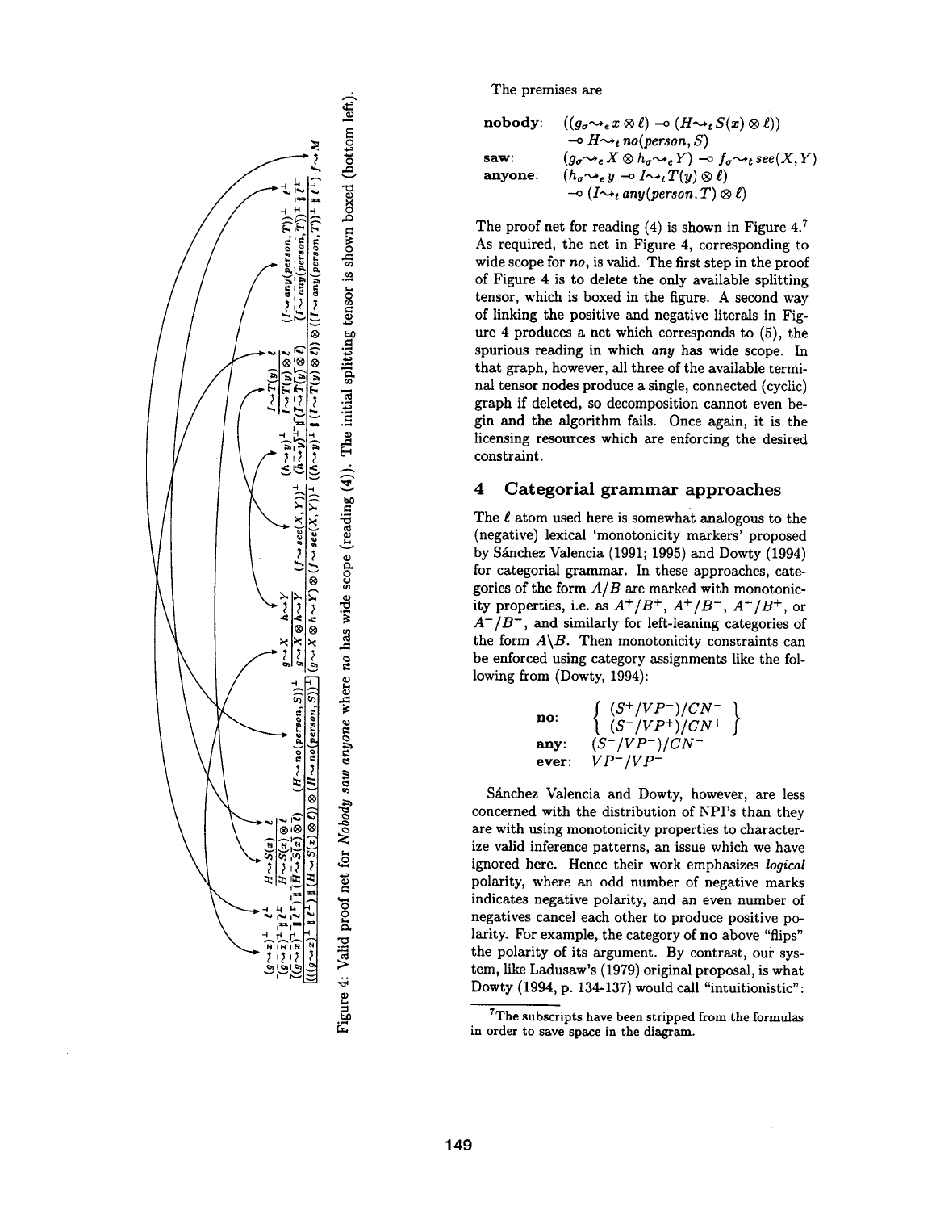The premises are

**nobody**: $((g_\sigma \leadsto_e x \otimes \ell) \multimap (H \leadsto_t S(x) \otimes \ell))$
$\multimap H \leadsto_t no(person, S)$

**saw**: $(g_\sigma \leadsto_e X \otimes h_\sigma \leadsto_e Y) \multimap f_\sigma \leadsto_t see(X, Y)$

**anyone**: $(h_\sigma \leadsto_e y \multimap I \leadsto_t T(y) \otimes \ell)$
$\multimap (I \leadsto_t any(person, T) \otimes \ell)$

The proof net for reading (4) is shown in Figure 4.[7] As required, the net in Figure 4, corresponding to wide scope for *no*, is valid. The first step in the proof of Figure 4 is to delete the only available splitting tensor, which is boxed in the figure. A second way of linking the positive and negative literals in Figure 4 produces a net which corresponds to (5), the spurious reading in which *any* has wide scope. In that graph, however, all three of the available terminal tensor nodes produce a single, connected (cyclic) graph if deleted, so decomposition cannot even begin and the algorithm fails. Once again, it is the licensing resources which are enforcing the desired constraint.

Figure 4: Valid proof net for *Nobody saw anyone* where *no* has wide scope (reading (4)). The initial splitting tensor is shown boxed (bottom left).

## 4 Categorial grammar approaches

The $\ell$ atom used here is somewhat analogous to the (negative) lexical 'monotonicity markers' proposed by Sánchez Valencia (1991; 1995) and Dowty (1994) for categorial grammar. In these approaches, categories of the form $A/B$ are marked with monotonicity properties, i.e. as $A^+/B^+$, $A^+/B^-$, $A^-/B^+$, or $A^-/B^-$, and similarly for left-leaning categories of the form $A \backslash B$. Then monotonicity constraints can be enforced using category assignments like the following from (Dowty, 1994):

**no**: $\left\{ \begin{array}{l} (S^+/VP^-)/CN^- \\ (S^-/VP^+)/CN^+ \end{array} \right\}$

**any**: $(S^-/VP^-)/CN^-$

**ever**: $VP^-/VP^-$

Sánchez Valencia and Dowty, however, are less concerned with the distribution of NPI's than they are with using monotonicity properties to characterize valid inference patterns, an issue which we have ignored here. Hence their work emphasizes *logical* polarity, where an odd number of negative marks indicates negative polarity, and an even number of negatives cancel each other to produce positive polarity. For example, the category of **no** above "flips" the polarity of its argument. By contrast, our system, like Ladusaw's (1979) original proposal, is what Dowty (1994, p. 134-137) would call "intuitionistic":

[7] The subscripts have been stripped from the formulas in order to save space in the diagram.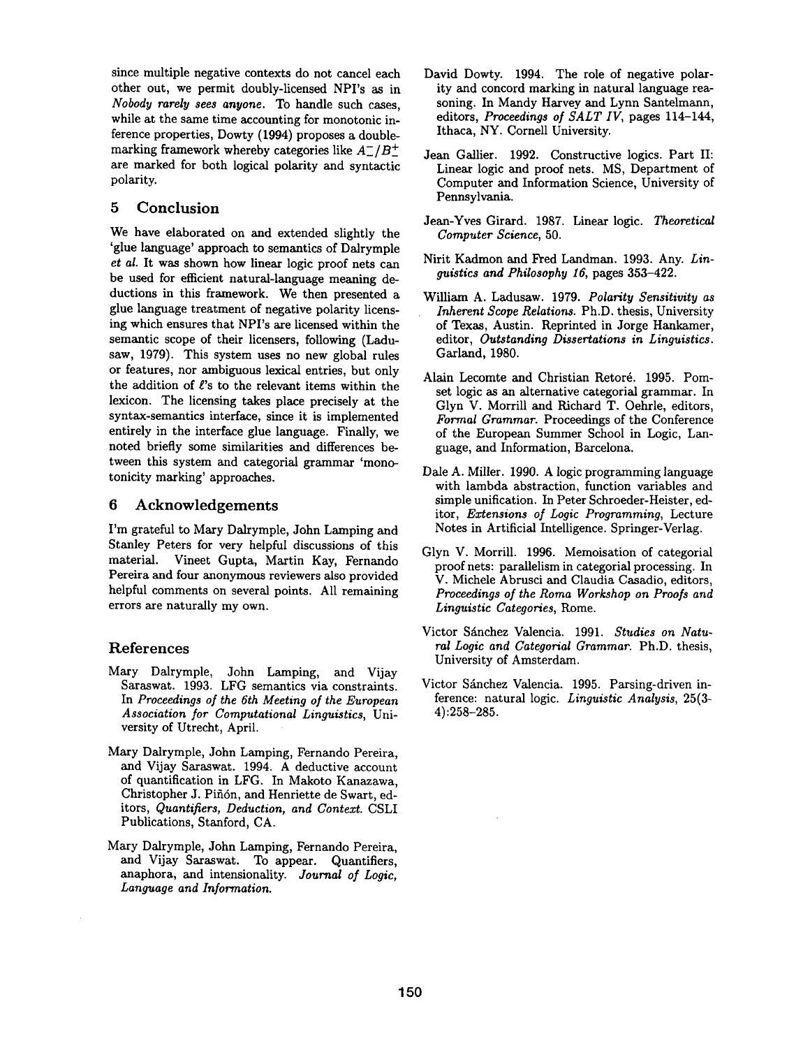since multiple negative contexts do not cancel each other out, we permit doubly-licensed NPI's as in *Nobody rarely sees anyone*. To handle such cases, while at the same time accounting for monotonic inference properties, Dowty (1994) proposes a double-marking framework whereby categories like $A^{-}_{-}/B^{+}_{-}$ are marked for both logical polarity and syntactic polarity.

## 5 Conclusion

We have elaborated on and extended slightly the 'glue language' approach to semantics of Dalrymple *et al.* It was shown how linear logic proof nets can be used for efficient natural-language meaning deductions in this framework. We then presented a glue language treatment of negative polarity licensing which ensures that NPI's are licensed within the semantic scope of their licensers, following (Ladusaw, 1979). This system uses no new global rules or features, nor ambiguous lexical entries, but only the addition of $\ell$'s to the relevant items within the lexicon. The licensing takes place precisely at the syntax-semantics interface, since it is implemented entirely in the interface glue language. Finally, we noted briefly some similarities and differences between this system and categorial grammar 'monotonicity marking' approaches.

## 6 Acknowledgements

I'm grateful to Mary Dalrymple, John Lamping and Stanley Peters for very helpful discussions of this material. Vineet Gupta, Martin Kay, Fernando Pereira and four anonymous reviewers also provided helpful comments on several points. All remaining errors are naturally my own.

## References

Mary Dalrymple, John Lamping, and Vijay Saraswat. 1993. LFG semantics via constraints. In *Proceedings of the 6th Meeting of the European Association for Computational Linguistics*, University of Utrecht, April.

Mary Dalrymple, John Lamping, Fernando Pereira, and Vijay Saraswat. 1994. A deductive account of quantification in LFG. In Makoto Kanazawa, Christopher J. Piñón, and Henriette de Swart, editors, *Quantifiers, Deduction, and Context*. CSLI Publications, Stanford, CA.

Mary Dalrymple, John Lamping, Fernando Pereira, and Vijay Saraswat. To appear. Quantifiers, anaphora, and intensionality. *Journal of Logic, Language and Information.*

David Dowty. 1994. The role of negative polarity and concord marking in natural language reasoning. In Mandy Harvey and Lynn Santelmann, editors, *Proceedings of SALT IV*, pages 114–144, Ithaca, NY. Cornell University.

Jean Gallier. 1992. Constructive logics. Part II: Linear logic and proof nets. MS, Department of Computer and Information Science, University of Pennsylvania.

Jean-Yves Girard. 1987. Linear logic. *Theoretical Computer Science*, 50.

Nirit Kadmon and Fred Landman. 1993. Any. *Linguistics and Philosophy 16*, pages 353–422.

William A. Ladusaw. 1979. *Polarity Sensitivity as Inherent Scope Relations*. Ph.D. thesis, University of Texas, Austin. Reprinted in Jorge Hankamer, editor, *Outstanding Dissertations in Linguistics*. Garland, 1980.

Alain Lecomte and Christian Retoré. 1995. Pomset logic as an alternative categorial grammar. In Glyn V. Morrill and Richard T. Oehrle, editors, *Formal Grammar*. Proceedings of the Conference of the European Summer School in Logic, Language, and Information, Barcelona.

Dale A. Miller. 1990. A logic programming language with lambda abstraction, function variables and simple unification. In Peter Schroeder-Heister, editor, *Extensions of Logic Programming*, Lecture Notes in Artificial Intelligence. Springer-Verlag.

Glyn V. Morrill. 1996. Memoisation of categorial proof nets: parallelism in categorial processing. In V. Michele Abrusci and Claudia Casadio, editors, *Proceedings of the Roma Workshop on Proofs and Linguistic Categories*, Rome.

Victor Sánchez Valencia. 1991. *Studies on Natural Logic and Categorial Grammar*. Ph.D. thesis, University of Amsterdam.

Victor Sánchez Valencia. 1995. Parsing-driven inference: natural logic. *Linguistic Analysis*, 25(3-4):258–285.